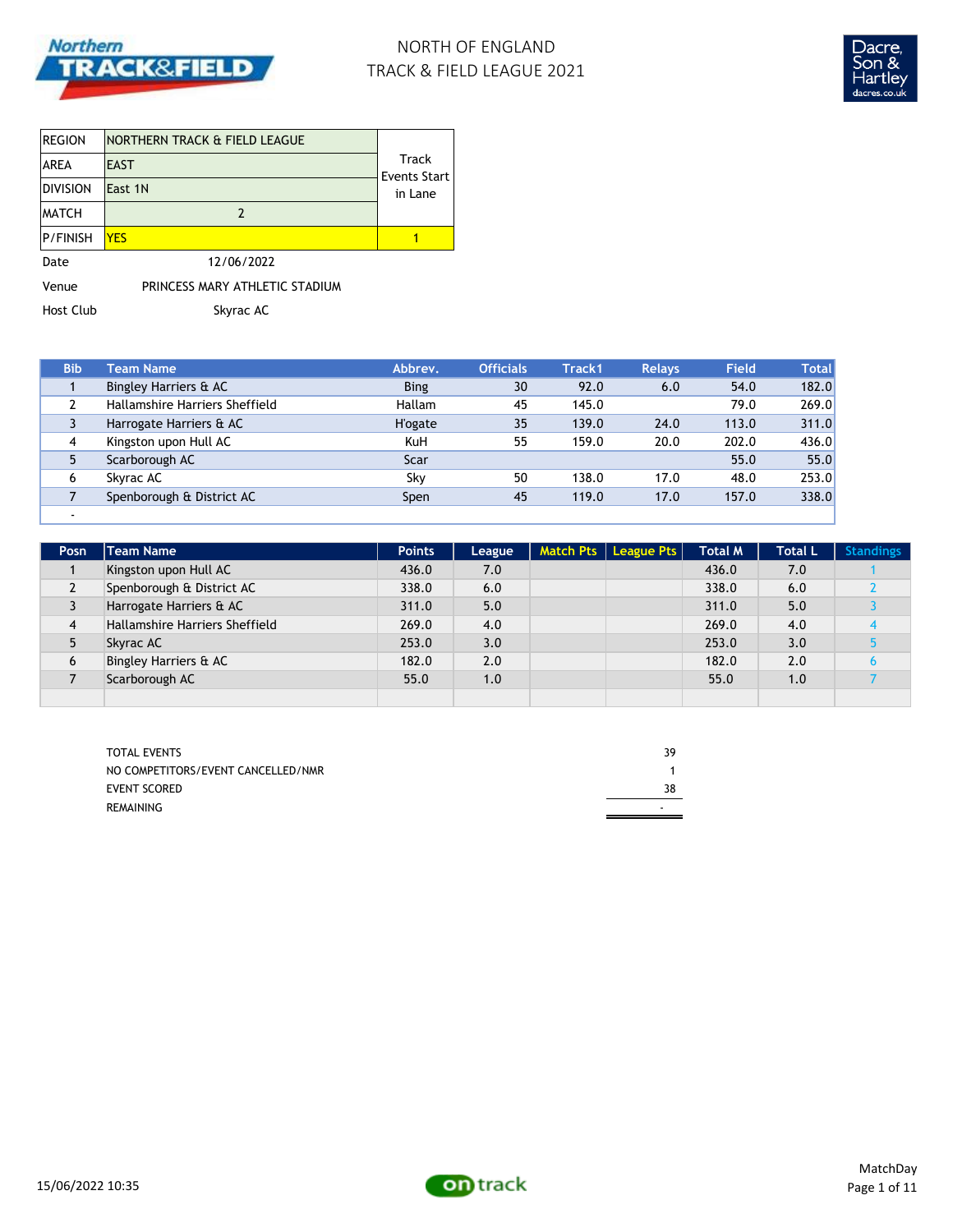# NORTH OF ENGLAND
# TRACK & FIELD LEAGUE 2021

| | | |
|---|---|---|
| REGION | NORTHERN TRACK & FIELD LEAGUE | Track Events Start in Lane |
| AREA | EAST | |
| DIVISION | East 1N | |
| MATCH | 2 | |
| P/FINISH | YES | 1 |

Date 12/06/2022

Venue PRINCESS MARY ATHLETIC STADIUM

Host Club Skyrac AC

| Bib | Team Name | Abbrev. | Officials | Track1 | Relays | Field | Total |
|---|---|---|---|---|---|---|---|
| 1 | Bingley Harriers & AC | Bing | 30 | 92.0 | 6.0 | 54.0 | 182.0 |
| 2 | Hallamshire Harriers Sheffield | Hallam | 45 | 145.0 | | 79.0 | 269.0 |
| 3 | Harrogate Harriers & AC | H'ogate | 35 | 139.0 | 24.0 | 113.0 | 311.0 |
| 4 | Kingston upon Hull AC | KuH | 55 | 159.0 | 20.0 | 202.0 | 436.0 |
| 5 | Scarborough AC | Scar | | | | 55.0 | 55.0 |
| 6 | Skyrac AC | Sky | 50 | 138.0 | 17.0 | 48.0 | 253.0 |
| 7 | Spenborough & District AC | Spen | 45 | 119.0 | 17.0 | 157.0 | 338.0 |
| - | | | | | | | |

| Posn | Team Name | Points | League | Match Pts | League Pts | Total M | Total L | Standings |
|---|---|---|---|---|---|---|---|---|
| 1 | Kingston upon Hull AC | 436.0 | 7.0 | | | 436.0 | 7.0 | 1 |
| 2 | Spenborough & District AC | 338.0 | 6.0 | | | 338.0 | 6.0 | 2 |
| 3 | Harrogate Harriers & AC | 311.0 | 5.0 | | | 311.0 | 5.0 | 3 |
| 4 | Hallamshire Harriers Sheffield | 269.0 | 4.0 | | | 269.0 | 4.0 | 4 |
| 5 | Skyrac AC | 253.0 | 3.0 | | | 253.0 | 3.0 | 5 |
| 6 | Bingley Harriers & AC | 182.0 | 2.0 | | | 182.0 | 2.0 | 6 |
| 7 | Scarborough AC | 55.0 | 1.0 | | | 55.0 | 1.0 | 7 |

| | |
|---|---|
| TOTAL EVENTS | 39 |
| NO COMPETITORS/EVENT CANCELLED/NMR | 1 |
| EVENT SCORED | 38 |
| REMAINING | - |

15/06/2022 10:35

MatchDay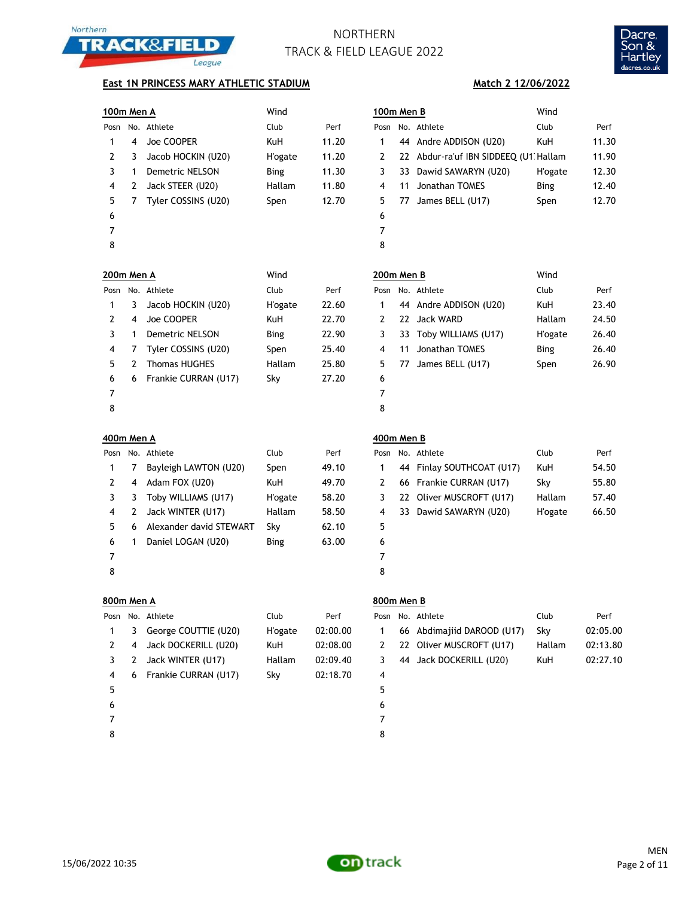# NORTHERN
# TRACK & FIELD LEAGUE 2022

**East 1N PRINCESS MARY ATHLETIC STADIUM** — **Match 2 12/06/2022**

### 100m Men A

Wind

| Posn | No. | Athlete | Club | Perf |
|---|---|---|---|---|
| 1 | 4 | Joe COOPER | KuH | 11.20 |
| 2 | 3 | Jacob HOCKIN (U20) | H'ogate | 11.20 |
| 3 | 1 | Demetric NELSON | Bing | 11.30 |
| 4 | 2 | Jack STEER (U20) | Hallam | 11.80 |
| 5 | 7 | Tyler COSSINS (U20) | Spen | 12.70 |
| 6 | | | | |
| 7 | | | | |
| 8 | | | | |

### 100m Men B

Wind

| Posn | No. | Athlete | Club | Perf |
|---|---|---|---|---|
| 1 | 44 | Andre ADDISON (U20) | KuH | 11.30 |
| 2 | 22 | Abdur-ra'uf IBN SIDDEEQ (U1 | Hallam | 11.90 |
| 3 | 33 | Dawid SAWARYN (U20) | H'ogate | 12.30 |
| 4 | 11 | Jonathan TOMES | Bing | 12.40 |
| 5 | 77 | James BELL (U17) | Spen | 12.70 |
| 6 | | | | |
| 7 | | | | |
| 8 | | | | |

### 200m Men A

Wind

| Posn | No. | Athlete | Club | Perf |
|---|---|---|---|---|
| 1 | 3 | Jacob HOCKIN (U20) | H'ogate | 22.60 |
| 2 | 4 | Joe COOPER | KuH | 22.70 |
| 3 | 1 | Demetric NELSON | Bing | 22.90 |
| 4 | 7 | Tyler COSSINS (U20) | Spen | 25.40 |
| 5 | 2 | Thomas HUGHES | Hallam | 25.80 |
| 6 | 6 | Frankie CURRAN (U17) | Sky | 27.20 |
| 7 | | | | |
| 8 | | | | |

### 200m Men B

Wind

| Posn | No. | Athlete | Club | Perf |
|---|---|---|---|---|
| 1 | 44 | Andre ADDISON (U20) | KuH | 23.40 |
| 2 | 22 | Jack WARD | Hallam | 24.50 |
| 3 | 33 | Toby WILLIAMS (U17) | H'ogate | 26.40 |
| 4 | 11 | Jonathan TOMES | Bing | 26.40 |
| 5 | 77 | James BELL (U17) | Spen | 26.90 |
| 6 | | | | |
| 7 | | | | |
| 8 | | | | |

### 400m Men A

| Posn | No. | Athlete | Club | Perf |
|---|---|---|---|---|
| 1 | 7 | Bayleigh LAWTON (U20) | Spen | 49.10 |
| 2 | 4 | Adam FOX (U20) | KuH | 49.70 |
| 3 | 3 | Toby WILLIAMS (U17) | H'ogate | 58.20 |
| 4 | 2 | Jack WINTER (U17) | Hallam | 58.50 |
| 5 | 6 | Alexander david STEWART | Sky | 62.10 |
| 6 | 1 | Daniel LOGAN (U20) | Bing | 63.00 |
| 7 | | | | |
| 8 | | | | |

### 400m Men B

| Posn | No. | Athlete | Club | Perf |
|---|---|---|---|---|
| 1 | 44 | Finlay SOUTHCOAT (U17) | KuH | 54.50 |
| 2 | 66 | Frankie CURRAN (U17) | Sky | 55.80 |
| 3 | 22 | Oliver MUSCROFT (U17) | Hallam | 57.40 |
| 4 | 33 | Dawid SAWARYN (U20) | H'ogate | 66.50 |
| 5 | | | | |
| 6 | | | | |
| 7 | | | | |
| 8 | | | | |

### 800m Men A

| Posn | No. | Athlete | Club | Perf |
|---|---|---|---|---|
| 1 | 3 | George COUTTIE (U20) | H'ogate | 02:00.00 |
| 2 | 4 | Jack DOCKERILL (U20) | KuH | 02:08.00 |
| 3 | 2 | Jack WINTER (U17) | Hallam | 02:09.40 |
| 4 | 6 | Frankie CURRAN (U17) | Sky | 02:18.70 |
| 5 | | | | |
| 6 | | | | |
| 7 | | | | |
| 8 | | | | |

### 800m Men B

| Posn | No. | Athlete | Club | Perf |
|---|---|---|---|---|
| 1 | 66 | Abdimajiid DAROOD (U17) | Sky | 02:05.00 |
| 2 | 22 | Oliver MUSCROFT (U17) | Hallam | 02:13.80 |
| 3 | 44 | Jack DOCKERILL (U20) | KuH | 02:27.10 |
| 4 | | | | |
| 5 | | | | |
| 6 | | | | |
| 7 | | | | |
| 8 | | | | |

15/06/2022 10:35 — MEN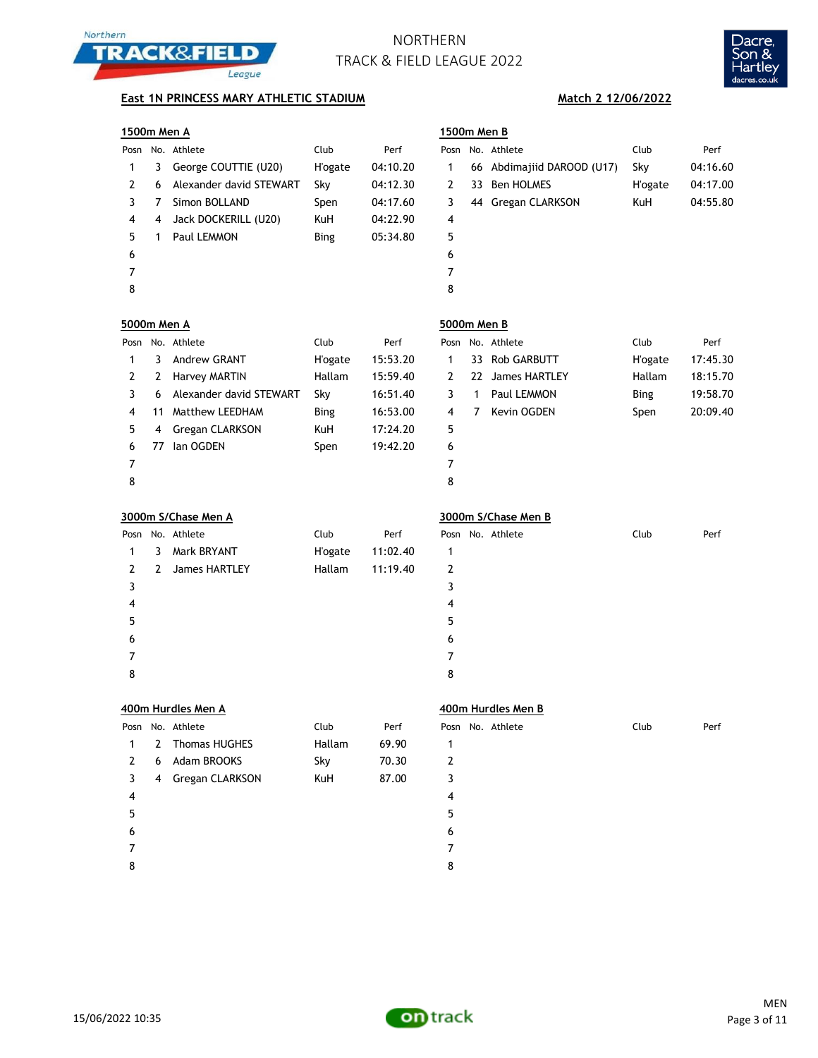# NORTHERN TRACK & FIELD LEAGUE 2022

**East 1N PRINCESS MARY ATHLETIC STADIUM** — **Match 2 12/06/2022**

### 1500m Men A

| Posn | No. | Athlete | Club | Perf |
|---|---|---|---|---|
| 1 | 3 | George COUTTIE (U20) | H'ogate | 04:10.20 |
| 2 | 6 | Alexander david STEWART | Sky | 04:12.30 |
| 3 | 7 | Simon BOLLAND | Spen | 04:17.60 |
| 4 | 4 | Jack DOCKERILL (U20) | KuH | 04:22.90 |
| 5 | 1 | Paul LEMMON | Bing | 05:34.80 |
| 6 | | | | |
| 7 | | | | |
| 8 | | | | |

### 1500m Men B

| Posn | No. | Athlete | Club | Perf |
|---|---|---|---|---|
| 1 | 66 | Abdimajiid DAROOD (U17) | Sky | 04:16.60 |
| 2 | 33 | Ben HOLMES | H'ogate | 04:17.00 |
| 3 | 44 | Gregan CLARKSON | KuH | 04:55.80 |
| 4 | | | | |
| 5 | | | | |
| 6 | | | | |
| 7 | | | | |
| 8 | | | | |

### 5000m Men A

| Posn | No. | Athlete | Club | Perf |
|---|---|---|---|---|
| 1 | 3 | Andrew GRANT | H'ogate | 15:53.20 |
| 2 | 2 | Harvey MARTIN | Hallam | 15:59.40 |
| 3 | 6 | Alexander david STEWART | Sky | 16:51.40 |
| 4 | 11 | Matthew LEEDHAM | Bing | 16:53.00 |
| 5 | 4 | Gregan CLARKSON | KuH | 17:24.20 |
| 6 | 77 | Ian OGDEN | Spen | 19:42.20 |
| 7 | | | | |
| 8 | | | | |

### 5000m Men B

| Posn | No. | Athlete | Club | Perf |
|---|---|---|---|---|
| 1 | 33 | Rob GARBUTT | H'ogate | 17:45.30 |
| 2 | 22 | James HARTLEY | Hallam | 18:15.70 |
| 3 | 1 | Paul LEMMON | Bing | 19:58.70 |
| 4 | 7 | Kevin OGDEN | Spen | 20:09.40 |
| 5 | | | | |
| 6 | | | | |
| 7 | | | | |
| 8 | | | | |

### 3000m S/Chase Men A

| Posn | No. | Athlete | Club | Perf |
|---|---|---|---|---|
| 1 | 3 | Mark BRYANT | H'ogate | 11:02.40 |
| 2 | 2 | James HARTLEY | Hallam | 11:19.40 |
| 3 | | | | |
| 4 | | | | |
| 5 | | | | |
| 6 | | | | |
| 7 | | | | |
| 8 | | | | |

### 3000m S/Chase Men B

| Posn | No. | Athlete | Club | Perf |
|---|---|---|---|---|
| 1 | | | | |
| 2 | | | | |
| 3 | | | | |
| 4 | | | | |
| 5 | | | | |
| 6 | | | | |
| 7 | | | | |
| 8 | | | | |

### 400m Hurdles Men A

| Posn | No. | Athlete | Club | Perf |
|---|---|---|---|---|
| 1 | 2 | Thomas HUGHES | Hallam | 69.90 |
| 2 | 6 | Adam BROOKS | Sky | 70.30 |
| 3 | 4 | Gregan CLARKSON | KuH | 87.00 |
| 4 | | | | |
| 5 | | | | |
| 6 | | | | |
| 7 | | | | |
| 8 | | | | |

### 400m Hurdles Men B

| Posn | No. | Athlete | Club | Perf |
|---|---|---|---|---|
| 1 | | | | |
| 2 | | | | |
| 3 | | | | |
| 4 | | | | |
| 5 | | | | |
| 6 | | | | |
| 7 | | | | |
| 8 | | | | |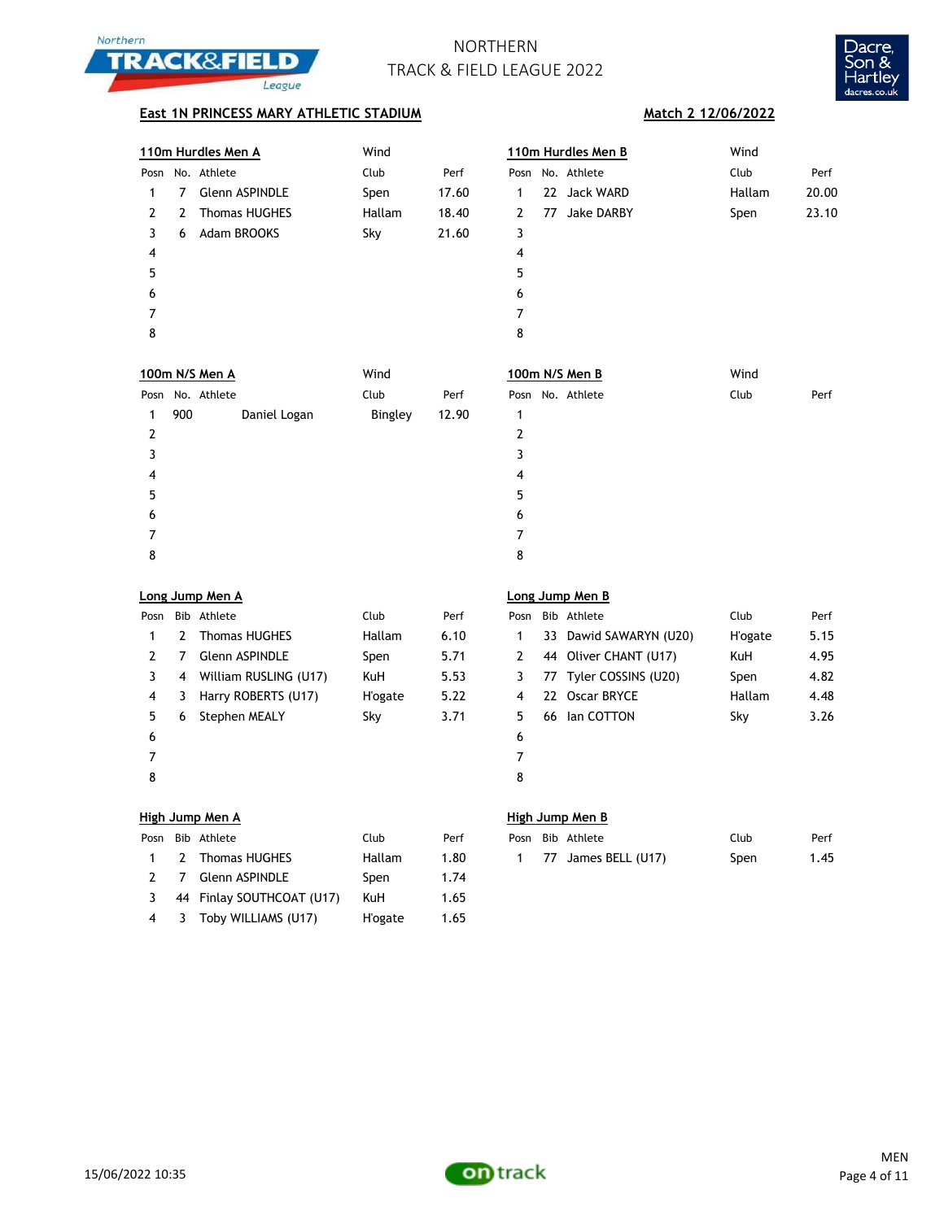# NORTHERN TRACK & FIELD LEAGUE 2022

**East 1N PRINCESS MARY ATHLETIC STADIUM** — **Match 2 12/06/2022**

## 110m Hurdles Men A

Wind

| Posn | No. | Athlete | Club | Perf |
|---|---|---|---|---|
| 1 | 7 | Glenn ASPINDLE | Spen | 17.60 |
| 2 | 2 | Thomas HUGHES | Hallam | 18.40 |
| 3 | 6 | Adam BROOKS | Sky | 21.60 |
| 4 | | | | |
| 5 | | | | |
| 6 | | | | |
| 7 | | | | |
| 8 | | | | |

## 110m Hurdles Men B

Wind

| Posn | No. | Athlete | Club | Perf |
|---|---|---|---|---|
| 1 | 22 | Jack WARD | Hallam | 20.00 |
| 2 | 77 | Jake DARBY | Spen | 23.10 |
| 3 | | | | |
| 4 | | | | |
| 5 | | | | |
| 6 | | | | |
| 7 | | | | |
| 8 | | | | |

## 100m N/S Men A

Wind

| Posn | No. | Athlete | Club | Perf |
|---|---|---|---|---|
| 1 | 900 | Daniel Logan | Bingley | 12.90 |
| 2 | | | | |
| 3 | | | | |
| 4 | | | | |
| 5 | | | | |
| 6 | | | | |
| 7 | | | | |
| 8 | | | | |

## 100m N/S Men B

Wind

| Posn | No. | Athlete | Club | Perf |
|---|---|---|---|---|
| 1 | | | | |
| 2 | | | | |
| 3 | | | | |
| 4 | | | | |
| 5 | | | | |
| 6 | | | | |
| 7 | | | | |
| 8 | | | | |

## Long Jump Men A

| Posn | Bib | Athlete | Club | Perf |
|---|---|---|---|---|
| 1 | 2 | Thomas HUGHES | Hallam | 6.10 |
| 2 | 7 | Glenn ASPINDLE | Spen | 5.71 |
| 3 | 4 | William RUSLING (U17) | KuH | 5.53 |
| 4 | 3 | Harry ROBERTS (U17) | H'ogate | 5.22 |
| 5 | 6 | Stephen MEALY | Sky | 3.71 |
| 6 | | | | |
| 7 | | | | |
| 8 | | | | |

## Long Jump Men B

| Posn | Bib | Athlete | Club | Perf |
|---|---|---|---|---|
| 1 | 33 | Dawid SAWARYN (U20) | H'ogate | 5.15 |
| 2 | 44 | Oliver CHANT (U17) | KuH | 4.95 |
| 3 | 77 | Tyler COSSINS (U20) | Spen | 4.82 |
| 4 | 22 | Oscar BRYCE | Hallam | 4.48 |
| 5 | 66 | Ian COTTON | Sky | 3.26 |
| 6 | | | | |
| 7 | | | | |
| 8 | | | | |

## High Jump Men A

| Posn | Bib | Athlete | Club | Perf |
|---|---|---|---|---|
| 1 | 2 | Thomas HUGHES | Hallam | 1.80 |
| 2 | 7 | Glenn ASPINDLE | Spen | 1.74 |
| 3 | 44 | Finlay SOUTHCOAT (U17) | KuH | 1.65 |
| 4 | 3 | Toby WILLIAMS (U17) | H'ogate | 1.65 |

## High Jump Men B

| Posn | Bib | Athlete | Club | Perf |
|---|---|---|---|---|
| 1 | 77 | James BELL (U17) | Spen | 1.45 |

15/06/2022 10:35

MEN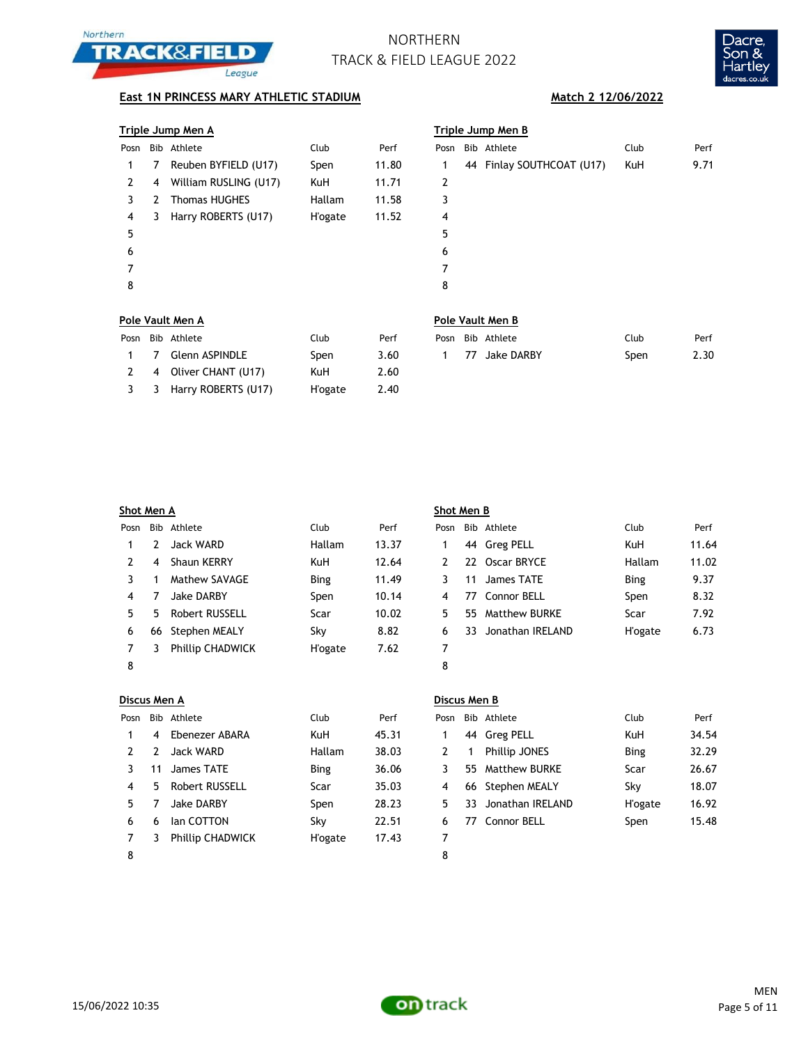# NORTHERN TRACK & FIELD LEAGUE 2022

**East 1N PRINCESS MARY ATHLETIC STADIUM** — **Match 2 12/06/2022**

### Triple Jump Men A

| Posn | Bib | Athlete | Club | Perf |
|---|---|---|---|---|
| 1 | 7 | Reuben BYFIELD (U17) | Spen | 11.80 |
| 2 | 4 | William RUSLING (U17) | KuH | 11.71 |
| 3 | 2 | Thomas HUGHES | Hallam | 11.58 |
| 4 | 3 | Harry ROBERTS (U17) | H'ogate | 11.52 |
| 5 | | | | |
| 6 | | | | |
| 7 | | | | |
| 8 | | | | |

### Triple Jump Men B

| Posn | Bib | Athlete | Club | Perf |
|---|---|---|---|---|
| 1 | 44 | Finlay SOUTHCOAT (U17) | KuH | 9.71 |
| 2 | | | | |
| 3 | | | | |
| 4 | | | | |
| 5 | | | | |
| 6 | | | | |
| 7 | | | | |
| 8 | | | | |

### Pole Vault Men A

| Posn | Bib | Athlete | Club | Perf |
|---|---|---|---|---|
| 1 | 7 | Glenn ASPINDLE | Spen | 3.60 |
| 2 | 4 | Oliver CHANT (U17) | KuH | 2.60 |
| 3 | 3 | Harry ROBERTS (U17) | H'ogate | 2.40 |

### Pole Vault Men B

| Posn | Bib | Athlete | Club | Perf |
|---|---|---|---|---|
| 1 | 77 | Jake DARBY | Spen | 2.30 |

### Shot Men A

| Posn | Bib | Athlete | Club | Perf |
|---|---|---|---|---|
| 1 | 2 | Jack WARD | Hallam | 13.37 |
| 2 | 4 | Shaun KERRY | KuH | 12.64 |
| 3 | 1 | Mathew SAVAGE | Bing | 11.49 |
| 4 | 7 | Jake DARBY | Spen | 10.14 |
| 5 | 5 | Robert RUSSELL | Scar | 10.02 |
| 6 | 66 | Stephen MEALY | Sky | 8.82 |
| 7 | 3 | Phillip CHADWICK | H'ogate | 7.62 |
| 8 | | | | |

### Shot Men B

| Posn | Bib | Athlete | Club | Perf |
|---|---|---|---|---|
| 1 | 44 | Greg PELL | KuH | 11.64 |
| 2 | 22 | Oscar BRYCE | Hallam | 11.02 |
| 3 | 11 | James TATE | Bing | 9.37 |
| 4 | 77 | Connor BELL | Spen | 8.32 |
| 5 | 55 | Matthew BURKE | Scar | 7.92 |
| 6 | 33 | Jonathan IRELAND | H'ogate | 6.73 |
| 7 | | | | |
| 8 | | | | |

### Discus Men A

| Posn | Bib | Athlete | Club | Perf |
|---|---|---|---|---|
| 1 | 4 | Ebenezer ABARA | KuH | 45.31 |
| 2 | 2 | Jack WARD | Hallam | 38.03 |
| 3 | 11 | James TATE | Bing | 36.06 |
| 4 | 5 | Robert RUSSELL | Scar | 35.03 |
| 5 | 7 | Jake DARBY | Spen | 28.23 |
| 6 | 6 | Ian COTTON | Sky | 22.51 |
| 7 | 3 | Phillip CHADWICK | H'ogate | 17.43 |
| 8 | | | | |

### Discus Men B

| Posn | Bib | Athlete | Club | Perf |
|---|---|---|---|---|
| 1 | 44 | Greg PELL | KuH | 34.54 |
| 2 | 1 | Phillip JONES | Bing | 32.29 |
| 3 | 55 | Matthew BURKE | Scar | 26.67 |
| 4 | 66 | Stephen MEALY | Sky | 18.07 |
| 5 | 33 | Jonathan IRELAND | H'ogate | 16.92 |
| 6 | 77 | Connor BELL | Spen | 15.48 |
| 7 | | | | |
| 8 | | | | |

15/06/2022 10:35

MEN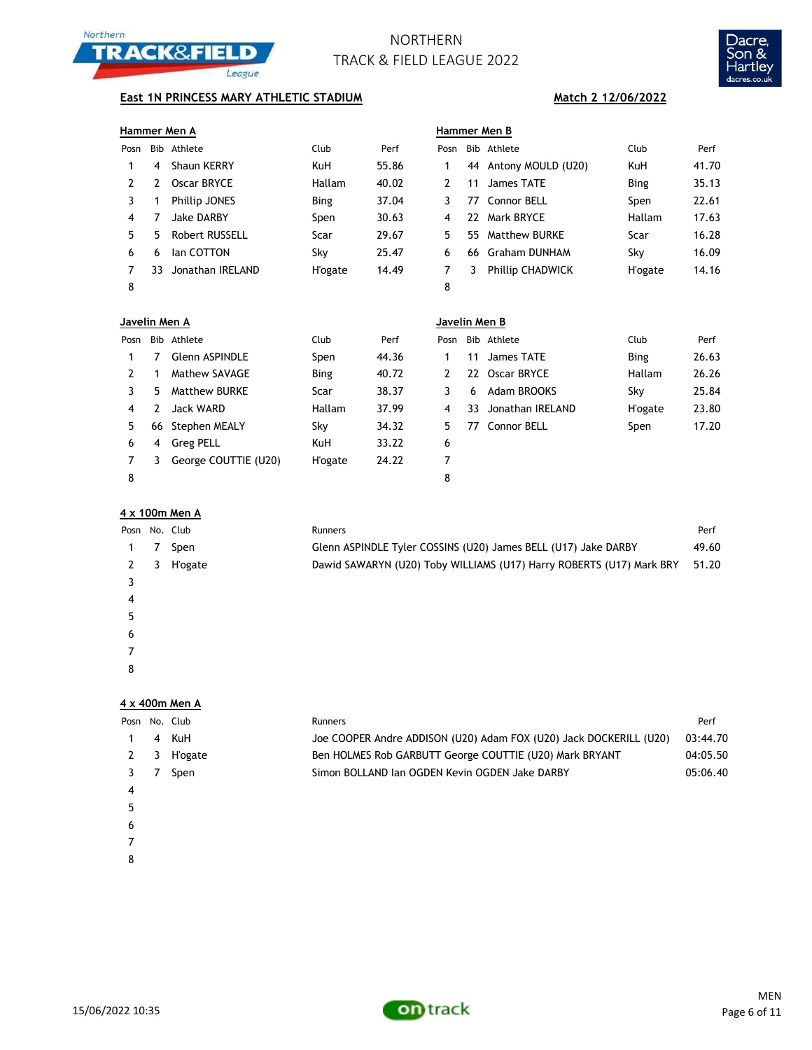# NORTHERN TRACK & FIELD LEAGUE 2022

**East 1N PRINCESS MARY ATHLETIC STADIUM** **Match 2 12/06/2022**

### Hammer Men A

| Posn | Bib | Athlete | Club | Perf |
|---|---|---|---|---|
| 1 | 4 | Shaun KERRY | KuH | 55.86 |
| 2 | 2 | Oscar BRYCE | Hallam | 40.02 |
| 3 | 1 | Phillip JONES | Bing | 37.04 |
| 4 | 7 | Jake DARBY | Spen | 30.63 |
| 5 | 5 | Robert RUSSELL | Scar | 29.67 |
| 6 | 6 | Ian COTTON | Sky | 25.47 |
| 7 | 33 | Jonathan IRELAND | H'ogate | 14.49 |
| 8 | | | | |

### Hammer Men B

| Posn | Bib | Athlete | Club | Perf |
|---|---|---|---|---|
| 1 | 44 | Antony MOULD (U20) | KuH | 41.70 |
| 2 | 11 | James TATE | Bing | 35.13 |
| 3 | 77 | Connor BELL | Spen | 22.61 |
| 4 | 22 | Mark BRYCE | Hallam | 17.63 |
| 5 | 55 | Matthew BURKE | Scar | 16.28 |
| 6 | 66 | Graham DUNHAM | Sky | 16.09 |
| 7 | 3 | Phillip CHADWICK | H'ogate | 14.16 |
| 8 | | | | |

### Javelin Men A

| Posn | Bib | Athlete | Club | Perf |
|---|---|---|---|---|
| 1 | 7 | Glenn ASPINDLE | Spen | 44.36 |
| 2 | 1 | Mathew SAVAGE | Bing | 40.72 |
| 3 | 5 | Matthew BURKE | Scar | 38.37 |
| 4 | 2 | Jack WARD | Hallam | 37.99 |
| 5 | 66 | Stephen MEALY | Sky | 34.32 |
| 6 | 4 | Greg PELL | KuH | 33.22 |
| 7 | 3 | George COUTTIE (U20) | H'ogate | 24.22 |
| 8 | | | | |

### Javelin Men B

| Posn | Bib | Athlete | Club | Perf |
|---|---|---|---|---|
| 1 | 11 | James TATE | Bing | 26.63 |
| 2 | 22 | Oscar BRYCE | Hallam | 26.26 |
| 3 | 6 | Adam BROOKS | Sky | 25.84 |
| 4 | 33 | Jonathan IRELAND | H'ogate | 23.80 |
| 5 | 77 | Connor BELL | Spen | 17.20 |
| 6 | | | | |
| 7 | | | | |
| 8 | | | | |

### 4 x 100m Men A

| Posn | No. | Club | Runners | Perf |
|---|---|---|---|---|
| 1 | 7 | Spen | Glenn ASPINDLE Tyler COSSINS (U20) James BELL (U17) Jake DARBY | 49.60 |
| 2 | 3 | H'ogate | Dawid SAWARYN (U20) Toby WILLIAMS (U17) Harry ROBERTS (U17) Mark BRY | 51.20 |
| 3 | | | | |
| 4 | | | | |
| 5 | | | | |
| 6 | | | | |
| 7 | | | | |
| 8 | | | | |

### 4 x 400m Men A

| Posn | No. | Club | Runners | Perf |
|---|---|---|---|---|
| 1 | 4 | KuH | Joe COOPER Andre ADDISON (U20) Adam FOX (U20) Jack DOCKERILL (U20) | 03:44.70 |
| 2 | 3 | H'ogate | Ben HOLMES Rob GARBUTT George COUTTIE (U20) Mark BRYANT | 04:05.50 |
| 3 | 7 | Spen | Simon BOLLAND Ian OGDEN Kevin OGDEN Jake DARBY | 05:06.40 |
| 4 | | | | |
| 5 | | | | |
| 6 | | | | |
| 7 | | | | |
| 8 | | | | |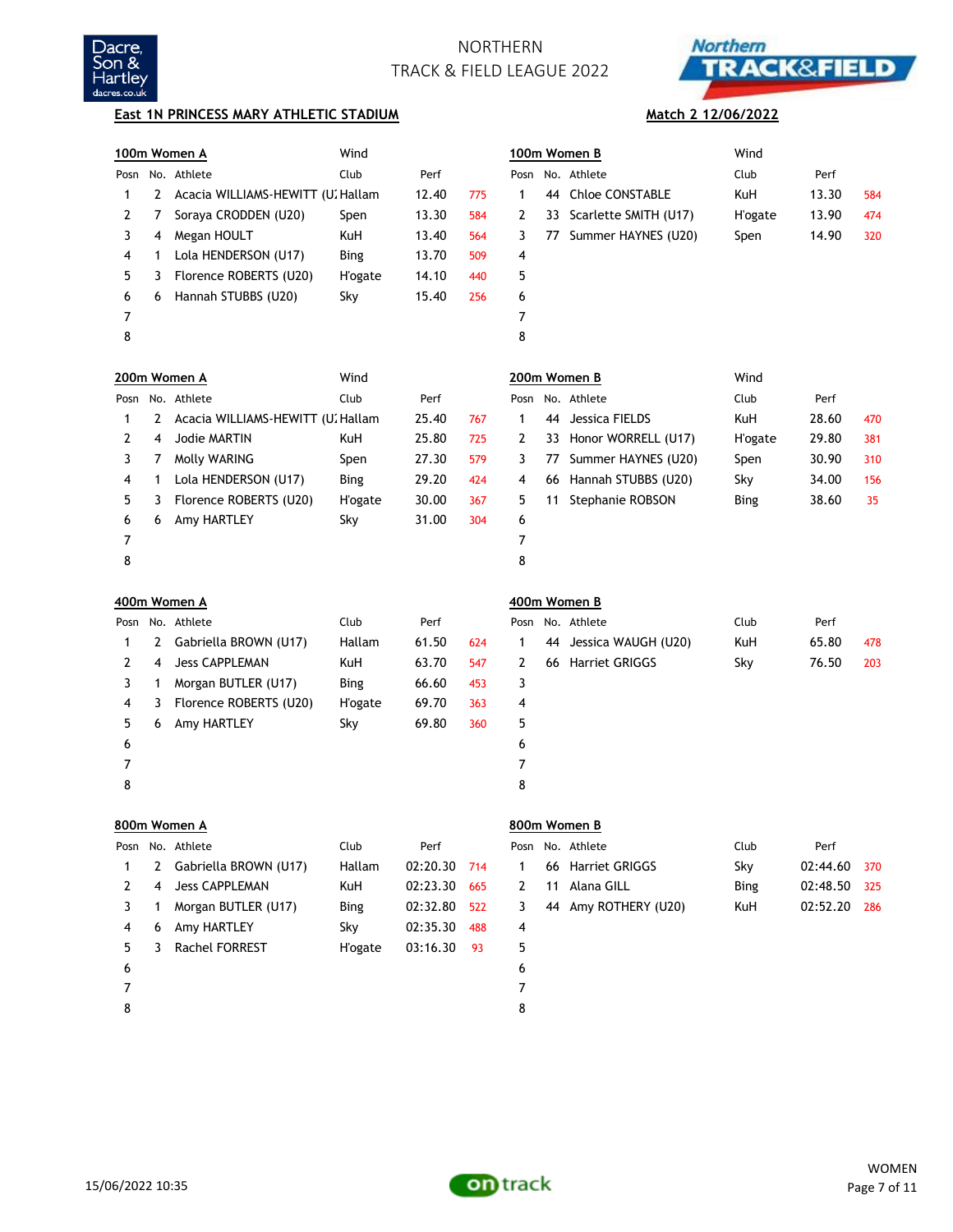NORTHERN
TRACK & FIELD LEAGUE 2022

**East 1N PRINCESS MARY ATHLETIC STADIUM** | **Match 2 12/06/2022**

### 100m Women A

Wind

| Posn | No. | Athlete | Club | Perf | |
|---|---|---|---|---|---|
| 1 | 2 | Acacia WILLIAMS-HEWITT (U: | Hallam | 12.40 | 775 |
| 2 | 7 | Soraya CRODDEN (U20) | Spen | 13.30 | 584 |
| 3 | 4 | Megan HOULT | KuH | 13.40 | 564 |
| 4 | 1 | Lola HENDERSON (U17) | Bing | 13.70 | 509 |
| 5 | 3 | Florence ROBERTS (U20) | H'ogate | 14.10 | 440 |
| 6 | 6 | Hannah STUBBS (U20) | Sky | 15.40 | 256 |
| 7 | | | | | |
| 8 | | | | | |

### 100m Women B

Wind

| Posn | No. | Athlete | Club | Perf | |
|---|---|---|---|---|---|
| 1 | 44 | Chloe CONSTABLE | KuH | 13.30 | 584 |
| 2 | 33 | Scarlette SMITH (U17) | H'ogate | 13.90 | 474 |
| 3 | 77 | Summer HAYNES (U20) | Spen | 14.90 | 320 |
| 4 | | | | | |
| 5 | | | | | |
| 6 | | | | | |
| 7 | | | | | |
| 8 | | | | | |

### 200m Women A

Wind

| Posn | No. | Athlete | Club | Perf | |
|---|---|---|---|---|---|
| 1 | 2 | Acacia WILLIAMS-HEWITT (U: | Hallam | 25.40 | 767 |
| 2 | 4 | Jodie MARTIN | KuH | 25.80 | 725 |
| 3 | 7 | Molly WARING | Spen | 27.30 | 579 |
| 4 | 1 | Lola HENDERSON (U17) | Bing | 29.20 | 424 |
| 5 | 3 | Florence ROBERTS (U20) | H'ogate | 30.00 | 367 |
| 6 | 6 | Amy HARTLEY | Sky | 31.00 | 304 |
| 7 | | | | | |
| 8 | | | | | |

### 200m Women B

Wind

| Posn | No. | Athlete | Club | Perf | |
|---|---|---|---|---|---|
| 1 | 44 | Jessica FIELDS | KuH | 28.60 | 470 |
| 2 | 33 | Honor WORRELL (U17) | H'ogate | 29.80 | 381 |
| 3 | 77 | Summer HAYNES (U20) | Spen | 30.90 | 310 |
| 4 | 66 | Hannah STUBBS (U20) | Sky | 34.00 | 156 |
| 5 | 11 | Stephanie ROBSON | Bing | 38.60 | 35 |
| 6 | | | | | |
| 7 | | | | | |
| 8 | | | | | |

### 400m Women A

| Posn | No. | Athlete | Club | Perf | |
|---|---|---|---|---|---|
| 1 | 2 | Gabriella BROWN (U17) | Hallam | 61.50 | 624 |
| 2 | 4 | Jess CAPPLEMAN | KuH | 63.70 | 547 |
| 3 | 1 | Morgan BUTLER (U17) | Bing | 66.60 | 453 |
| 4 | 3 | Florence ROBERTS (U20) | H'ogate | 69.70 | 363 |
| 5 | 6 | Amy HARTLEY | Sky | 69.80 | 360 |
| 6 | | | | | |
| 7 | | | | | |
| 8 | | | | | |

### 400m Women B

| Posn | No. | Athlete | Club | Perf | |
|---|---|---|---|---|---|
| 1 | 44 | Jessica WAUGH (U20) | KuH | 65.80 | 478 |
| 2 | 66 | Harriet GRIGGS | Sky | 76.50 | 203 |
| 3 | | | | | |
| 4 | | | | | |
| 5 | | | | | |
| 6 | | | | | |
| 7 | | | | | |
| 8 | | | | | |

### 800m Women A

| Posn | No. | Athlete | Club | Perf | |
|---|---|---|---|---|---|
| 1 | 2 | Gabriella BROWN (U17) | Hallam | 02:20.30 | 714 |
| 2 | 4 | Jess CAPPLEMAN | KuH | 02:23.30 | 665 |
| 3 | 1 | Morgan BUTLER (U17) | Bing | 02:32.80 | 522 |
| 4 | 6 | Amy HARTLEY | Sky | 02:35.30 | 488 |
| 5 | 3 | Rachel FORREST | H'ogate | 03:16.30 | 93 |
| 6 | | | | | |
| 7 | | | | | |
| 8 | | | | | |

### 800m Women B

| Posn | No. | Athlete | Club | Perf | |
|---|---|---|---|---|---|
| 1 | 66 | Harriet GRIGGS | Sky | 02:44.60 | 370 |
| 2 | 11 | Alana GILL | Bing | 02:48.50 | 325 |
| 3 | 44 | Amy ROTHERY (U20) | KuH | 02:52.20 | 286 |
| 4 | | | | | |
| 5 | | | | | |
| 6 | | | | | |
| 7 | | | | | |
| 8 | | | | | |

15/06/2022 10:35

WOMEN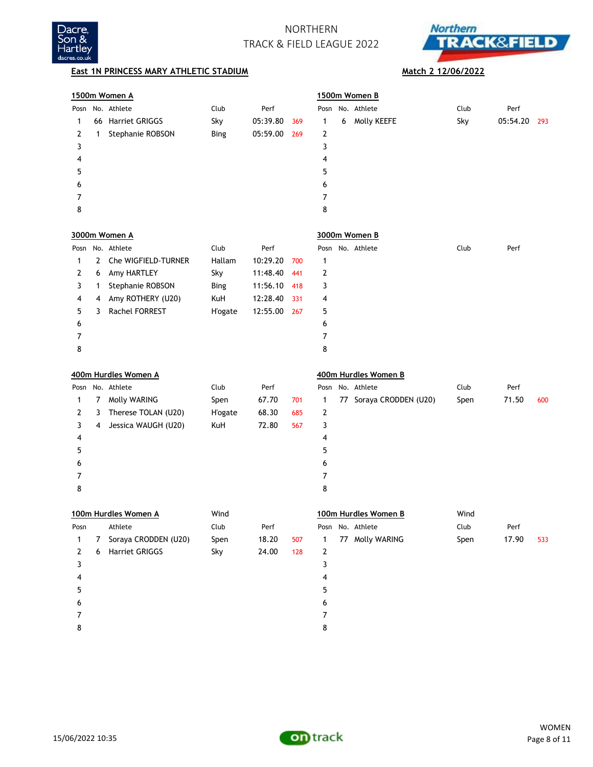NORTHERN
TRACK & FIELD LEAGUE 2022

**East 1N PRINCESS MARY ATHLETIC STADIUM** — **Match 2 12/06/2022**

### 1500m Women A

| Posn | No. | Athlete | Club | Perf | |
|---|---|---|---|---|---|
| 1 | 66 | Harriet GRIGGS | Sky | 05:39.80 | 369 |
| 2 | 1 | Stephanie ROBSON | Bing | 05:59.00 | 269 |
| 3 | | | | | |
| 4 | | | | | |
| 5 | | | | | |
| 6 | | | | | |
| 7 | | | | | |
| 8 | | | | | |

### 1500m Women B

| Posn | No. | Athlete | Club | Perf | |
|---|---|---|---|---|---|
| 1 | 6 | Molly KEEFE | Sky | 05:54.20 | 293 |
| 2 | | | | | |
| 3 | | | | | |
| 4 | | | | | |
| 5 | | | | | |
| 6 | | | | | |
| 7 | | | | | |
| 8 | | | | | |

### 3000m Women A

| Posn | No. | Athlete | Club | Perf | |
|---|---|---|---|---|---|
| 1 | 2 | Che WIGFIELD-TURNER | Hallam | 10:29.20 | 700 |
| 2 | 6 | Amy HARTLEY | Sky | 11:48.40 | 441 |
| 3 | 1 | Stephanie ROBSON | Bing | 11:56.10 | 418 |
| 4 | 4 | Amy ROTHERY (U20) | KuH | 12:28.40 | 331 |
| 5 | 3 | Rachel FORREST | H'ogate | 12:55.00 | 267 |
| 6 | | | | | |
| 7 | | | | | |
| 8 | | | | | |

### 3000m Women B

| Posn | No. | Athlete | Club | Perf |
|---|---|---|---|---|
| 1 | | | | |
| 2 | | | | |
| 3 | | | | |
| 4 | | | | |
| 5 | | | | |
| 6 | | | | |
| 7 | | | | |
| 8 | | | | |

### 400m Hurdles Women A

| Posn | No. | Athlete | Club | Perf | |
|---|---|---|---|---|---|
| 1 | 7 | Molly WARING | Spen | 67.70 | 701 |
| 2 | 3 | Therese TOLAN (U20) | H'ogate | 68.30 | 685 |
| 3 | 4 | Jessica WAUGH (U20) | KuH | 72.80 | 567 |
| 4 | | | | | |
| 5 | | | | | |
| 6 | | | | | |
| 7 | | | | | |
| 8 | | | | | |

### 400m Hurdles Women B

| Posn | No. | Athlete | Club | Perf | |
|---|---|---|---|---|---|
| 1 | 77 | Soraya CRODDEN (U20) | Spen | 71.50 | 600 |
| 2 | | | | | |
| 3 | | | | | |
| 4 | | | | | |
| 5 | | | | | |
| 6 | | | | | |
| 7 | | | | | |
| 8 | | | | | |

### 100m Hurdles Women A

Wind

| Posn | | Athlete | Club | Perf | |
|---|---|---|---|---|---|
| 1 | 7 | Soraya CRODDEN (U20) | Spen | 18.20 | 507 |
| 2 | 6 | Harriet GRIGGS | Sky | 24.00 | 128 |
| 3 | | | | | |
| 4 | | | | | |
| 5 | | | | | |
| 6 | | | | | |
| 7 | | | | | |
| 8 | | | | | |

### 100m Hurdles Women B

Wind

| Posn | No. | Athlete | Club | Perf | |
|---|---|---|---|---|---|
| 1 | 77 | Molly WARING | Spen | 17.90 | 533 |
| 2 | | | | | |
| 3 | | | | | |
| 4 | | | | | |
| 5 | | | | | |
| 6 | | | | | |
| 7 | | | | | |
| 8 | | | | | |

15/06/2022 10:35

WOMEN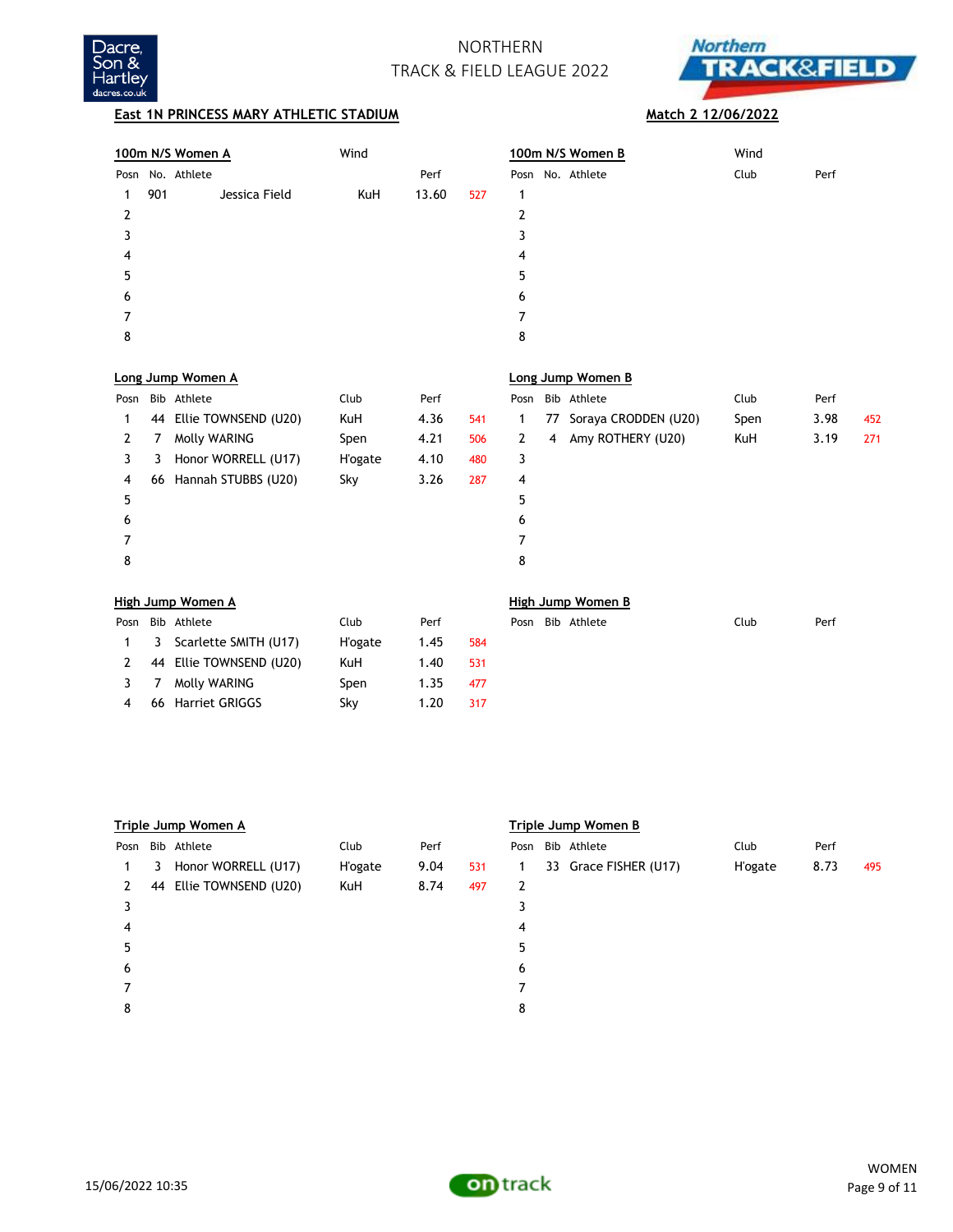# NORTHERN TRACK & FIELD LEAGUE 2022

**East 1N PRINCESS MARY ATHLETIC STADIUM** — **Match 2 12/06/2022**

## 100m N/S Women A

Wind

| Posn | No. | Athlete | Club | Perf | |
|---|---|---|---|---|---|
| 1 | 901 | Jessica Field | KuH | 13.60 | 527 |
| 2 | | | | | |
| 3 | | | | | |
| 4 | | | | | |
| 5 | | | | | |
| 6 | | | | | |
| 7 | | | | | |
| 8 | | | | | |

## 100m N/S Women B

Wind

| Posn | No. | Athlete | Club | Perf |
|---|---|---|---|---|
| 1 | | | | |
| 2 | | | | |
| 3 | | | | |
| 4 | | | | |
| 5 | | | | |
| 6 | | | | |
| 7 | | | | |
| 8 | | | | |

## Long Jump Women A

| Posn | Bib | Athlete | Club | Perf | |
|---|---|---|---|---|---|
| 1 | 44 | Ellie TOWNSEND (U20) | KuH | 4.36 | 541 |
| 2 | 7 | Molly WARING | Spen | 4.21 | 506 |
| 3 | 3 | Honor WORRELL (U17) | H'ogate | 4.10 | 480 |
| 4 | 66 | Hannah STUBBS (U20) | Sky | 3.26 | 287 |
| 5 | | | | | |
| 6 | | | | | |
| 7 | | | | | |
| 8 | | | | | |

## Long Jump Women B

| Posn | Bib | Athlete | Club | Perf | |
|---|---|---|---|---|---|
| 1 | 77 | Soraya CRODDEN (U20) | Spen | 3.98 | 452 |
| 2 | 4 | Amy ROTHERY (U20) | KuH | 3.19 | 271 |
| 3 | | | | | |
| 4 | | | | | |
| 5 | | | | | |
| 6 | | | | | |
| 7 | | | | | |
| 8 | | | | | |

## High Jump Women A

| Posn | Bib | Athlete | Club | Perf | |
|---|---|---|---|---|---|
| 1 | 3 | Scarlette SMITH (U17) | H'ogate | 1.45 | 584 |
| 2 | 44 | Ellie TOWNSEND (U20) | KuH | 1.40 | 531 |
| 3 | 7 | Molly WARING | Spen | 1.35 | 477 |
| 4 | 66 | Harriet GRIGGS | Sky | 1.20 | 317 |

## High Jump Women B

| Posn | Bib | Athlete | Club | Perf |
|---|---|---|---|---|

## Triple Jump Women A

| Posn | Bib | Athlete | Club | Perf | |
|---|---|---|---|---|---|
| 1 | 3 | Honor WORRELL (U17) | H'ogate | 9.04 | 531 |
| 2 | 44 | Ellie TOWNSEND (U20) | KuH | 8.74 | 497 |
| 3 | | | | | |
| 4 | | | | | |
| 5 | | | | | |
| 6 | | | | | |
| 7 | | | | | |
| 8 | | | | | |

## Triple Jump Women B

| Posn | Bib | Athlete | Club | Perf | |
|---|---|---|---|---|---|
| 1 | 33 | Grace FISHER (U17) | H'ogate | 8.73 | 495 |
| 2 | | | | | |
| 3 | | | | | |
| 4 | | | | | |
| 5 | | | | | |
| 6 | | | | | |
| 7 | | | | | |
| 8 | | | | | |

15/06/2022 10:35 — WOMEN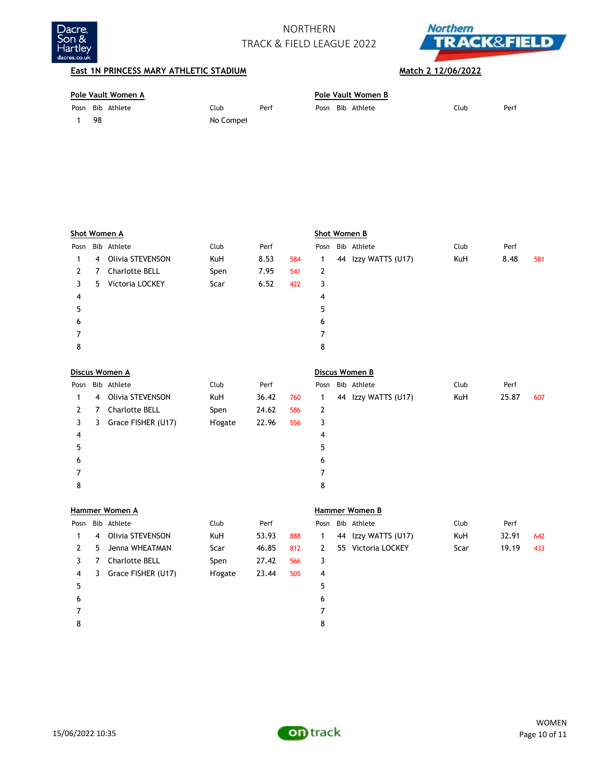NORTHERN
TRACK & FIELD LEAGUE 2022

**East 1N PRINCESS MARY ATHLETIC STADIUM** | **Match 2 12/06/2022**

**Pole Vault Women A**

| Posn | Bib | Athlete | Club | Perf | |
|---|---|---|---|---|---|
| 1 | 98 | | No Compet | | |

**Pole Vault Women B**

| Posn | Bib | Athlete | Club | Perf | |
|---|---|---|---|---|---|

**Shot Women A**

| Posn | Bib | Athlete | Club | Perf | |
|---|---|---|---|---|---|
| 1 | 4 | Olivia STEVENSON | KuH | 8.53 | 584 |
| 2 | 7 | Charlotte BELL | Spen | 7.95 | 541 |
| 3 | 5 | Victoria LOCKEY | Scar | 6.52 | 422 |
| 4 | | | | | |
| 5 | | | | | |
| 6 | | | | | |
| 7 | | | | | |
| 8 | | | | | |

**Shot Women B**

| Posn | Bib | Athlete | Club | Perf | |
|---|---|---|---|---|---|
| 1 | 44 | Izzy WATTS (U17) | KuH | 8.48 | 581 |
| 2 | | | | | |
| 3 | | | | | |
| 4 | | | | | |
| 5 | | | | | |
| 6 | | | | | |
| 7 | | | | | |
| 8 | | | | | |

**Discus Women A**

| Posn | Bib | Athlete | Club | Perf | |
|---|---|---|---|---|---|
| 1 | 4 | Olivia STEVENSON | KuH | 36.42 | 760 |
| 2 | 7 | Charlotte BELL | Spen | 24.62 | 586 |
| 3 | 3 | Grace FISHER (U17) | H'ogate | 22.96 | 556 |
| 4 | | | | | |
| 5 | | | | | |
| 6 | | | | | |
| 7 | | | | | |
| 8 | | | | | |

**Discus Women B**

| Posn | Bib | Athlete | Club | Perf | |
|---|---|---|---|---|---|
| 1 | 44 | Izzy WATTS (U17) | KuH | 25.87 | 607 |
| 2 | | | | | |
| 3 | | | | | |
| 4 | | | | | |
| 5 | | | | | |
| 6 | | | | | |
| 7 | | | | | |
| 8 | | | | | |

**Hammer Women A**

| Posn | Bib | Athlete | Club | Perf | |
|---|---|---|---|---|---|
| 1 | 4 | Olivia STEVENSON | KuH | 53.93 | 888 |
| 2 | 5 | Jenna WHEATMAN | Scar | 46.85 | 812 |
| 3 | 7 | Charlotte BELL | Spen | 27.42 | 566 |
| 4 | 3 | Grace FISHER (U17) | H'ogate | 23.44 | 505 |
| 5 | | | | | |
| 6 | | | | | |
| 7 | | | | | |
| 8 | | | | | |

**Hammer Women B**

| Posn | Bib | Athlete | Club | Perf | |
|---|---|---|---|---|---|
| 1 | 44 | Izzy WATTS (U17) | KuH | 32.91 | 642 |
| 2 | 55 | Victoria LOCKEY | Scar | 19.19 | 433 |
| 3 | | | | | |
| 4 | | | | | |
| 5 | | | | | |
| 6 | | | | | |
| 7 | | | | | |
| 8 | | | | | |

15/06/2022 10:35

WOMEN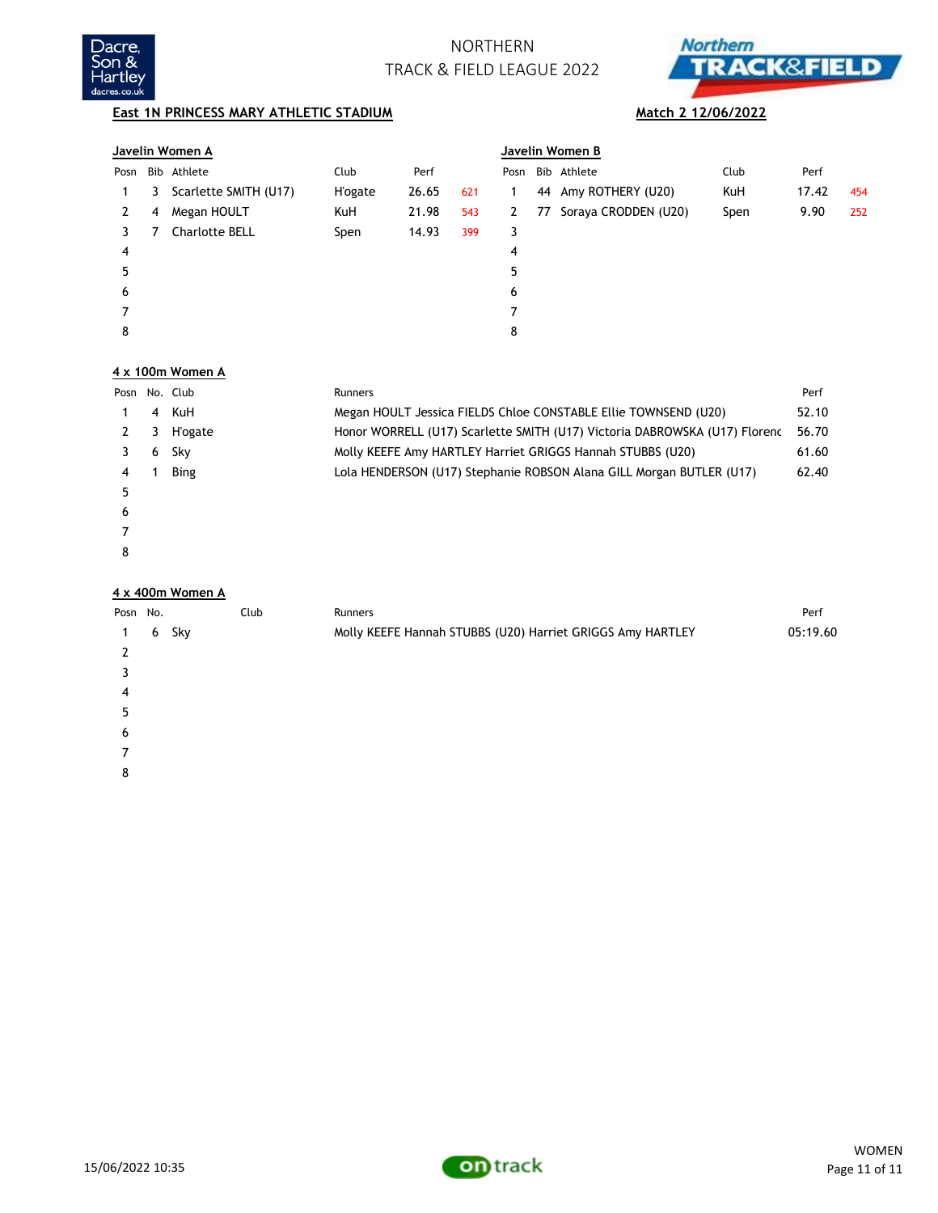NORTHERN
TRACK & FIELD LEAGUE 2022

**East 1N PRINCESS MARY ATHLETIC STADIUM** **Match 2 12/06/2022**

### Javelin Women A

| Posn | Bib | Athlete | Club | Perf | |
|---|---|---|---|---|---|
| 1 | 3 | Scarlette SMITH (U17) | H'ogate | 26.65 | 621 |
| 2 | 4 | Megan HOULT | KuH | 21.98 | 543 |
| 3 | 7 | Charlotte BELL | Spen | 14.93 | 399 |
| 4 | | | | | |
| 5 | | | | | |
| 6 | | | | | |
| 7 | | | | | |
| 8 | | | | | |

### Javelin Women B

| Posn | Bib | Athlete | Club | Perf | |
|---|---|---|---|---|---|
| 1 | 44 | Amy ROTHERY (U20) | KuH | 17.42 | 454 |
| 2 | 77 | Soraya CRODDEN (U20) | Spen | 9.90 | 252 |
| 3 | | | | | |
| 4 | | | | | |
| 5 | | | | | |
| 6 | | | | | |
| 7 | | | | | |
| 8 | | | | | |

### 4 x 100m Women A

| Posn | No. | Club | Runners | Perf |
|---|---|---|---|---|
| 1 | 4 | KuH | Megan HOULT Jessica FIELDS Chloe CONSTABLE Ellie TOWNSEND (U20) | 52.10 |
| 2 | 3 | H'ogate | Honor WORRELL (U17) Scarlette SMITH (U17) Victoria DABROWSKA (U17) Florenc | 56.70 |
| 3 | 6 | Sky | Molly KEEFE Amy HARTLEY Harriet GRIGGS Hannah STUBBS (U20) | 61.60 |
| 4 | 1 | Bing | Lola HENDERSON (U17) Stephanie ROBSON Alana GILL Morgan BUTLER (U17) | 62.40 |
| 5 | | | | |
| 6 | | | | |
| 7 | | | | |
| 8 | | | | |

### 4 x 400m Women A

| Posn | No. | Club | Runners | Perf |
|---|---|---|---|---|
| 1 | 6 | Sky | Molly KEEFE Hannah STUBBS (U20) Harriet GRIGGS Amy HARTLEY | 05:19.60 |
| 2 | | | | |
| 3 | | | | |
| 4 | | | | |
| 5 | | | | |
| 6 | | | | |
| 7 | | | | |
| 8 | | | | |

15/06/2022 10:35

WOMEN